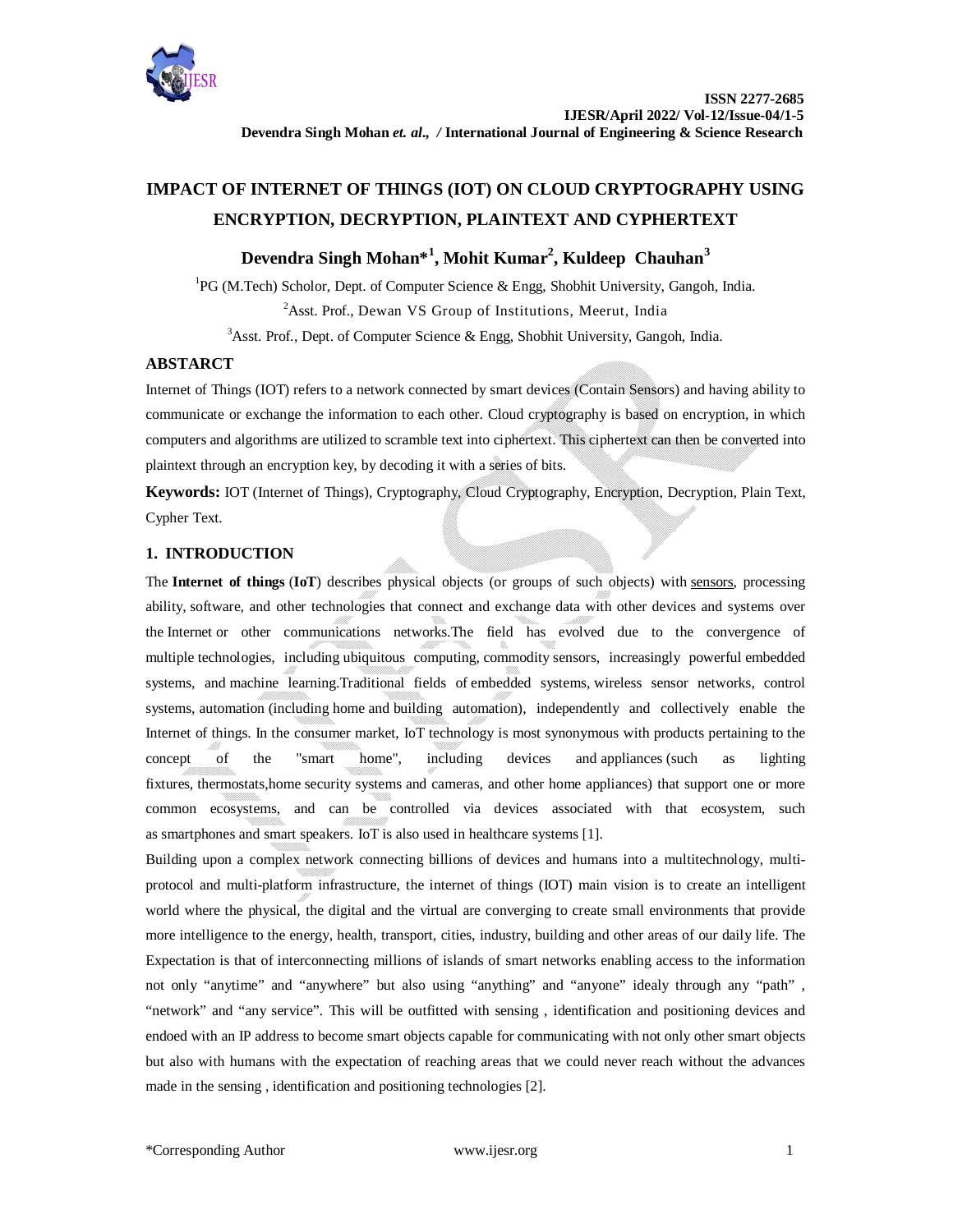# IMPACT OF INTERNET OF THINGS (IOT) ON CLOUD CRYPTOGRAPHY USING ENCRYPTION, DECRYPTION, PLAINTEXT AND CYPHERTEXT

**Devendra Singh Mohan*[1], Mohit Kumar[2], Kuldeep Chauhan[3]**

[1]PG (M.Tech) Scholor, Dept. of Computer Science & Engg, Shobhit University, Gangoh, India.

[2]Asst. Prof., Dewan VS Group of Institutions, Meerut, India

[3]Asst. Prof., Dept. of Computer Science & Engg, Shobhit University, Gangoh, India.

## ABSTARCT

Internet of Things (IOT) refers to a network connected by smart devices (Contain Sensors) and having ability to communicate or exchange the information to each other. Cloud cryptography is based on encryption, in which computers and algorithms are utilized to scramble text into ciphertext. This ciphertext can then be converted into plaintext through an encryption key, by decoding it with a series of bits.

**Keywords:** IOT (Internet of Things), Cryptography, Cloud Cryptography, Encryption, Decryption, Plain Text, Cypher Text.

## 1. INTRODUCTION

The **Internet of things** (**IoT**) describes physical objects (or groups of such objects) with sensors, processing ability, software, and other technologies that connect and exchange data with other devices and systems over the Internet or other communications networks.The field has evolved due to the convergence of multiple technologies, including ubiquitous computing, commodity sensors, increasingly powerful embedded systems, and machine learning.Traditional fields of embedded systems, wireless sensor networks, control systems, automation (including home and building automation), independently and collectively enable the Internet of things. In the consumer market, IoT technology is most synonymous with products pertaining to the concept of the "smart home", including devices and appliances (such as lighting fixtures, thermostats,home security systems and cameras, and other home appliances) that support one or more common ecosystems, and can be controlled via devices associated with that ecosystem, such as smartphones and smart speakers. IoT is also used in healthcare systems [1].

Building upon a complex network connecting billions of devices and humans into a multitechnology, multi-protocol and multi-platform infrastructure, the internet of things (IOT) main vision is to create an intelligent world where the physical, the digital and the virtual are converging to create small environments that provide more intelligence to the energy, health, transport, cities, industry, building and other areas of our daily life. The Expectation is that of interconnecting millions of islands of smart networks enabling access to the information not only "anytime" and "anywhere" but also using "anything" and "anyone" idealy through any "path" , "network" and "any service". This will be outfitted with sensing , identification and positioning devices and endoed with an IP address to become smart objects capable for communicating with not only other smart objects but also with humans with the expectation of reaching areas that we could never reach without the advances made in the sensing , identification and positioning technologies [2].

*Corresponding Author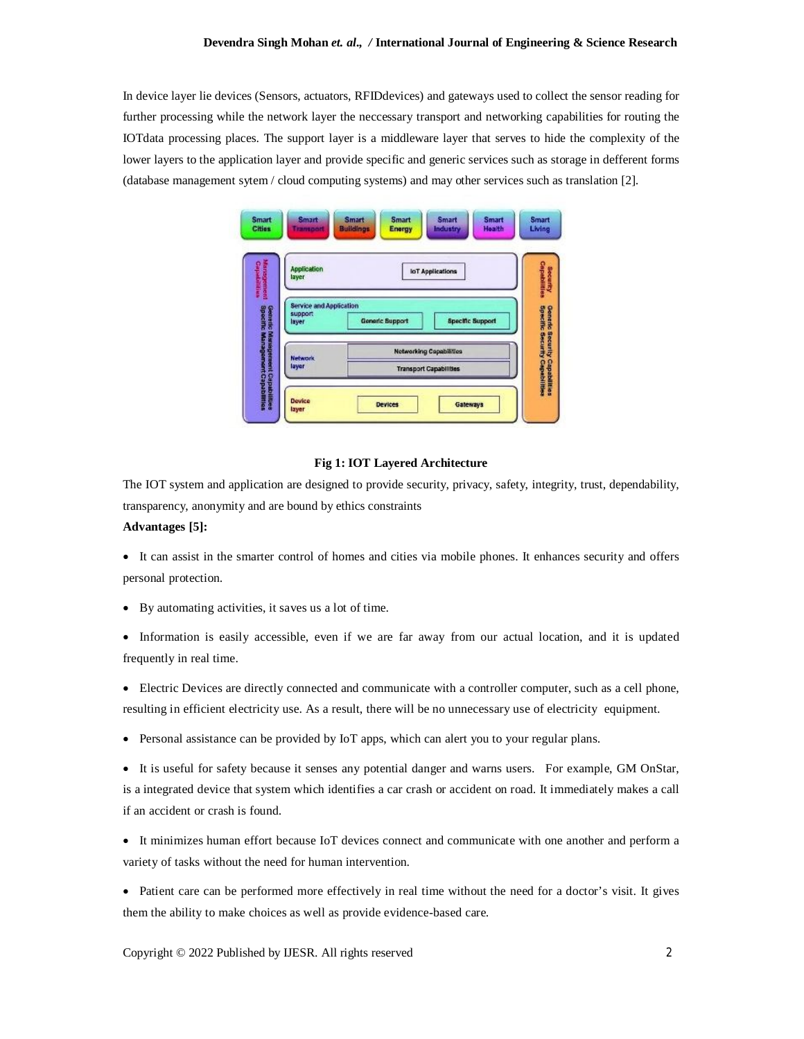In device layer lie devices (Sensors, actuators, RFIDdevices) and gateways used to collect the sensor reading for further processing while the network layer the neccessary transport and networking capabilities for routing the IOTdata processing places. The support layer is a middleware layer that serves to hide the complexity of the lower layers to the application layer and provide specific and generic services such as storage in defferent forms (database management sytem / cloud computing systems) and may other services such as translation [2].

**Fig 1: IOT Layered Architecture**

The IOT system and application are designed to provide security, privacy, safety, integrity, trust, dependability, transparency, anonymity and are bound by ethics constraints

**Advantages [5]:**

- It can assist in the smarter control of homes and cities via mobile phones. It enhances security and offers personal protection.
- By automating activities, it saves us a lot of time.
- Information is easily accessible, even if we are far away from our actual location, and it is updated frequently in real time.
- Electric Devices are directly connected and communicate with a controller computer, such as a cell phone, resulting in efficient electricity use. As a result, there will be no unnecessary use of electricity equipment.
- Personal assistance can be provided by IoT apps, which can alert you to your regular plans.
- It is useful for safety because it senses any potential danger and warns users. For example, GM OnStar, is a integrated device that system which identifies a car crash or accident on road. It immediately makes a call if an accident or crash is found.
- It minimizes human effort because IoT devices connect and communicate with one another and perform a variety of tasks without the need for human intervention.
- Patient care can be performed more effectively in real time without the need for a doctor's visit. It gives them the ability to make choices as well as provide evidence-based care.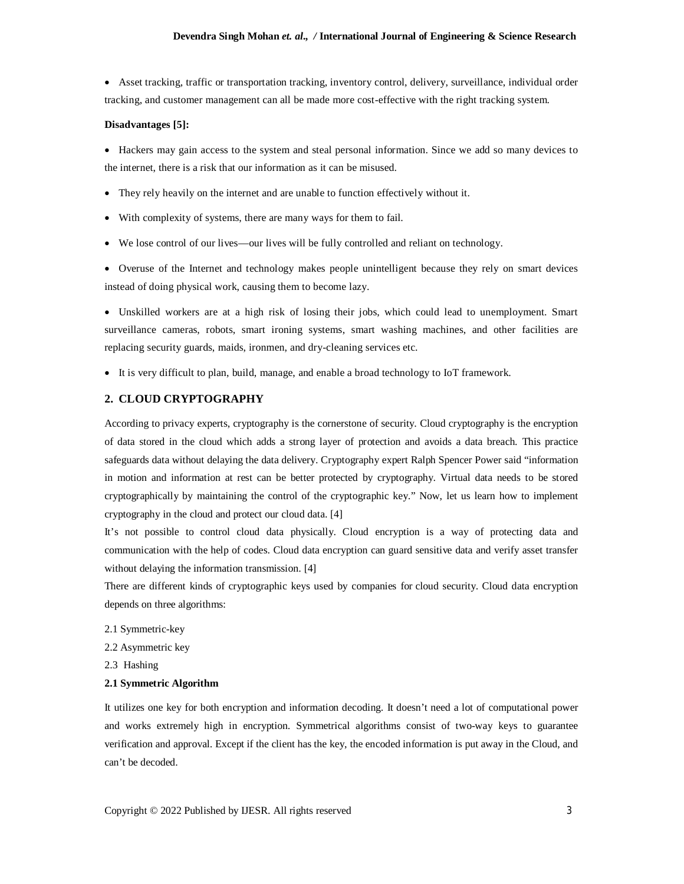- Asset tracking, traffic or transportation tracking, inventory control, delivery, surveillance, individual order tracking, and customer management can all be made more cost-effective with the right tracking system.

**Disadvantages [5]:**

- Hackers may gain access to the system and steal personal information. Since we add so many devices to the internet, there is a risk that our information as it can be misused.
- They rely heavily on the internet and are unable to function effectively without it.
- With complexity of systems, there are many ways for them to fail.
- We lose control of our lives—our lives will be fully controlled and reliant on technology.
- Overuse of the Internet and technology makes people unintelligent because they rely on smart devices instead of doing physical work, causing them to become lazy.
- Unskilled workers are at a high risk of losing their jobs, which could lead to unemployment. Smart surveillance cameras, robots, smart ironing systems, smart washing machines, and other facilities are replacing security guards, maids, ironmen, and dry-cleaning services etc.
- It is very difficult to plan, build, manage, and enable a broad technology to IoT framework.

## 2. CLOUD CRYPTOGRAPHY

According to privacy experts, cryptography is the cornerstone of security. Cloud cryptography is the encryption of data stored in the cloud which adds a strong layer of protection and avoids a data breach. This practice safeguards data without delaying the data delivery. Cryptography expert Ralph Spencer Power said "information in motion and information at rest can be better protected by cryptography. Virtual data needs to be stored cryptographically by maintaining the control of the cryptographic key." Now, let us learn how to implement cryptography in the cloud and protect our cloud data. [4]

It's not possible to control cloud data physically. Cloud encryption is a way of protecting data and communication with the help of codes. Cloud data encryption can guard sensitive data and verify asset transfer without delaying the information transmission. [4]

There are different kinds of cryptographic keys used by companies for cloud security. Cloud data encryption depends on three algorithms:

2.1 Symmetric-key

2.2 Asymmetric key

2.3 Hashing

### 2.1 Symmetric Algorithm

It utilizes one key for both encryption and information decoding. It doesn't need a lot of computational power and works extremely high in encryption. Symmetrical algorithms consist of two-way keys to guarantee verification and approval. Except if the client has the key, the encoded information is put away in the Cloud, and can't be decoded.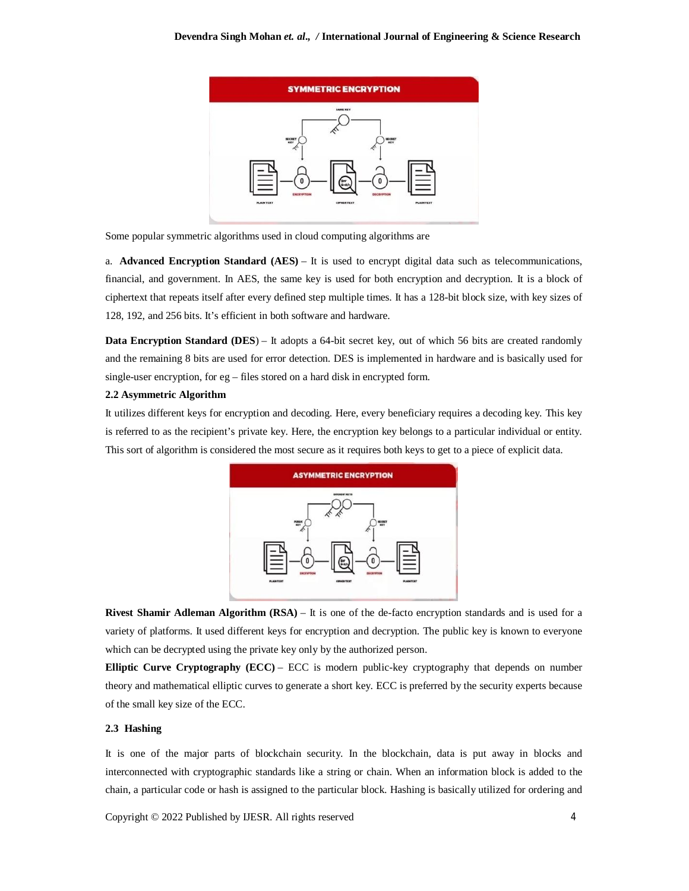Some popular symmetric algorithms used in cloud computing algorithms are

a. **Advanced Encryption Standard (AES)** – It is used to encrypt digital data such as telecommunications, financial, and government. In AES, the same key is used for both encryption and decryption. It is a block of ciphertext that repeats itself after every defined step multiple times. It has a 128-bit block size, with key sizes of 128, 192, and 256 bits. It's efficient in both software and hardware.

**Data Encryption Standard (DES**) – It adopts a 64-bit secret key, out of which 56 bits are created randomly and the remaining 8 bits are used for error detection. DES is implemented in hardware and is basically used for single-user encryption, for eg – files stored on a hard disk in encrypted form.

### 2.2 Asymmetric Algorithm

It utilizes different keys for encryption and decoding. Here, every beneficiary requires a decoding key. This key is referred to as the recipient's private key. Here, the encryption key belongs to a particular individual or entity. This sort of algorithm is considered the most secure as it requires both keys to get to a piece of explicit data.

**Rivest Shamir Adleman Algorithm (RSA)** – It is one of the de-facto encryption standards and is used for a variety of platforms. It used different keys for encryption and decryption. The public key is known to everyone which can be decrypted using the private key only by the authorized person.

**Elliptic Curve Cryptography (ECC)** – ECC is modern public-key cryptography that depends on number theory and mathematical elliptic curves to generate a short key. ECC is preferred by the security experts because of the small key size of the ECC.

### 2.3 Hashing

It is one of the major parts of blockchain security. In the blockchain, data is put away in blocks and interconnected with cryptographic standards like a string or chain. When an information block is added to the chain, a particular code or hash is assigned to the particular block. Hashing is basically utilized for ordering and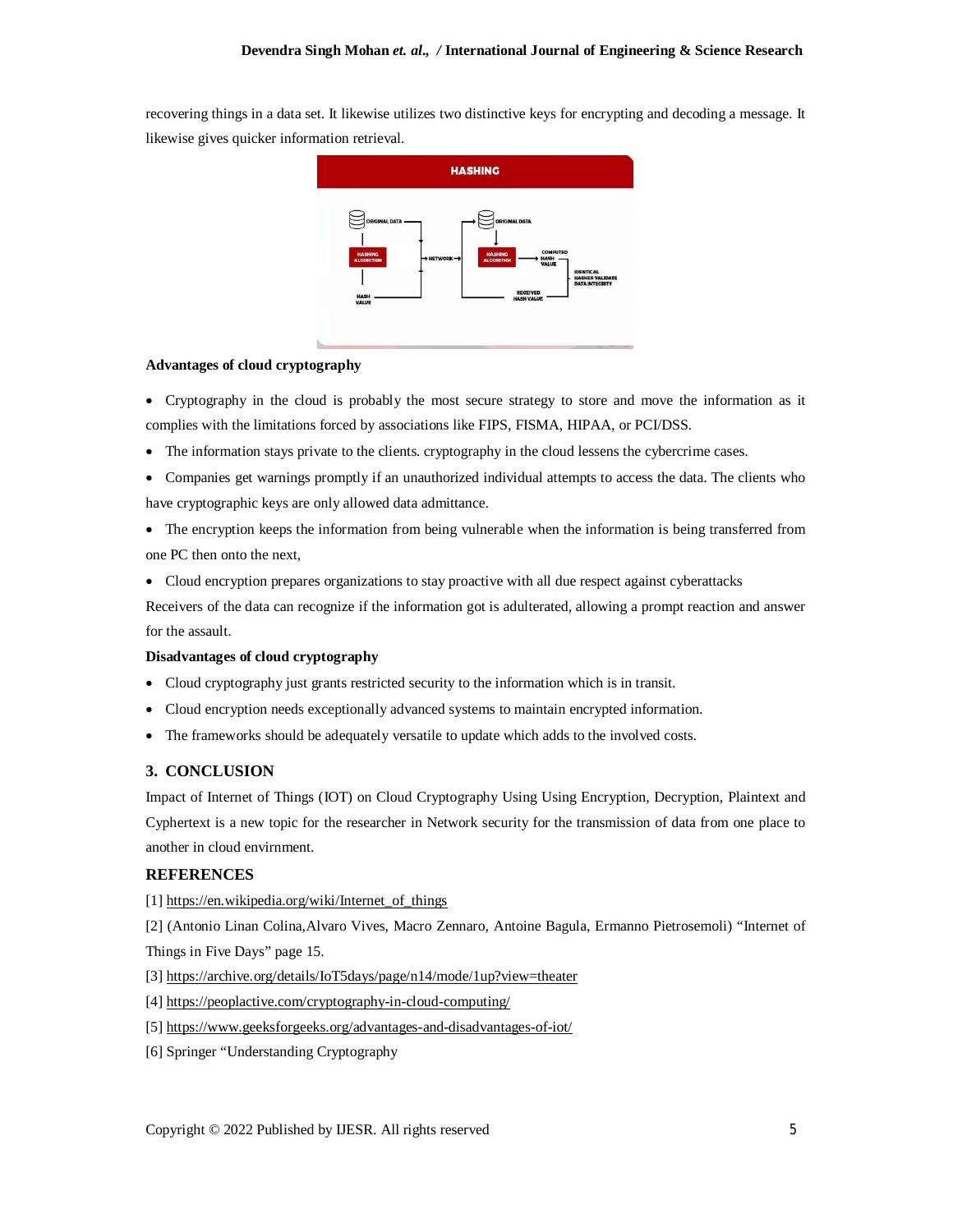recovering things in a data set. It likewise utilizes two distinctive keys for encrypting and decoding a message. It likewise gives quicker information retrieval.

HASHING

ORIGINAL DATA

HASHING ALGORITHM

HASH VALUE

NETWORK

ORIGINAL DATA

HASHING ALGORITHM

COMPUTED HASH VALUE

RECEIVED HASH VALUE

IDENTICAL HASHES VALIDATE DATA INTEGRITY

**Advantages of cloud cryptography**

- Cryptography in the cloud is probably the most secure strategy to store and move the information as it complies with the limitations forced by associations like FIPS, FISMA, HIPAA, or PCI/DSS.
- The information stays private to the clients. cryptography in the cloud lessens the cybercrime cases.
- Companies get warnings promptly if an unauthorized individual attempts to access the data. The clients who have cryptographic keys are only allowed data admittance.
- The encryption keeps the information from being vulnerable when the information is being transferred from one PC then onto the next,
- Cloud encryption prepares organizations to stay proactive with all due respect against cyberattacks

Receivers of the data can recognize if the information got is adulterated, allowing a prompt reaction and answer for the assault.

**Disadvantages of cloud cryptography**

- Cloud cryptography just grants restricted security to the information which is in transit.
- Cloud encryption needs exceptionally advanced systems to maintain encrypted information.
- The frameworks should be adequately versatile to update which adds to the involved costs.

## 3. CONCLUSION

Impact of Internet of Things (IOT) on Cloud Cryptography Using Using Encryption, Decryption, Plaintext and Cyphertext is a new topic for the researcher in Network security for the transmission of data from one place to another in cloud envirnment.

## REFERENCES

[1] https://en.wikipedia.org/wiki/Internet_of_things

[2] (Antonio Linan Colina,Alvaro Vives, Macro Zennaro, Antoine Bagula, Ermanno Pietrosemoli) "Internet of Things in Five Days" page 15.

[3] https://archive.org/details/IoT5days/page/n14/mode/1up?view=theater

[4] https://peoplactive.com/cryptography-in-cloud-computing/

[5] https://www.geeksforgeeks.org/advantages-and-disadvantages-of-iot/

[6] Springer "Understanding Cryptography